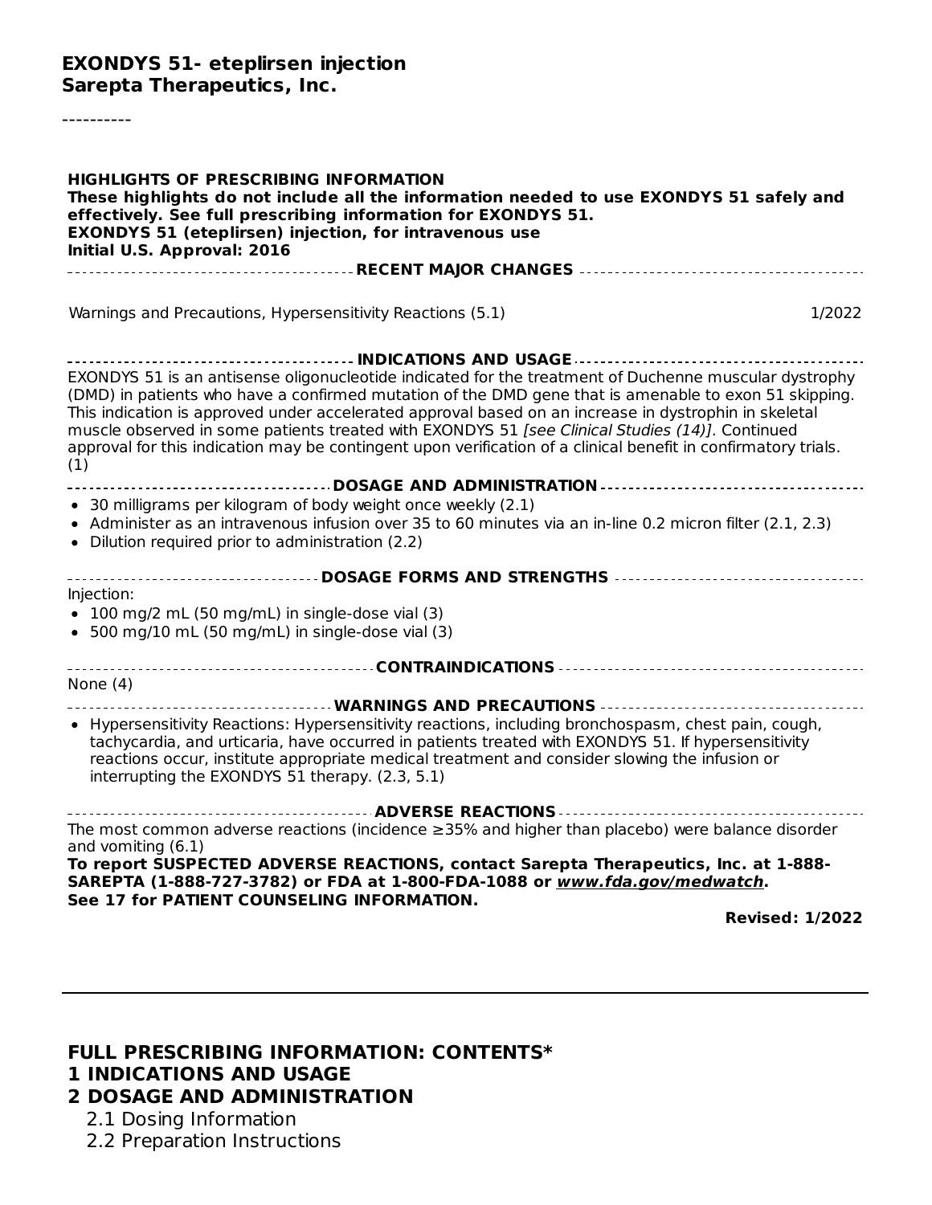**EXONDYS 51- eteplirsen injection**
**Sarepta Therapeutics, Inc.**

----------

**HIGHLIGHTS OF PRESCRIBING INFORMATION**
**These highlights do not include all the information needed to use EXONDYS 51 safely and effectively. See full prescribing information for EXONDYS 51.**
**EXONDYS 51 (eteplirsen) injection, for intravenous use**
**Initial U.S. Approval: 2016**

**RECENT MAJOR CHANGES**

Warnings and Precautions, Hypersensitivity Reactions (5.1) 1/2022

**INDICATIONS AND USAGE**

EXONDYS 51 is an antisense oligonucleotide indicated for the treatment of Duchenne muscular dystrophy (DMD) in patients who have a confirmed mutation of the DMD gene that is amenable to exon 51 skipping. This indication is approved under accelerated approval based on an increase in dystrophin in skeletal muscle observed in some patients treated with EXONDYS 51 *[see Clinical Studies (14)]*. Continued approval for this indication may be contingent upon verification of a clinical benefit in confirmatory trials. (1)

**DOSAGE AND ADMINISTRATION**

- 30 milligrams per kilogram of body weight once weekly (2.1)
- Administer as an intravenous infusion over 35 to 60 minutes via an in-line 0.2 micron filter (2.1, 2.3)
- Dilution required prior to administration (2.2)

**DOSAGE FORMS AND STRENGTHS**

Injection:

- 100 mg/2 mL (50 mg/mL) in single-dose vial (3)
- 500 mg/10 mL (50 mg/mL) in single-dose vial (3)

**CONTRAINDICATIONS**

None (4)

**WARNINGS AND PRECAUTIONS**

- Hypersensitivity Reactions: Hypersensitivity reactions, including bronchospasm, chest pain, cough, tachycardia, and urticaria, have occurred in patients treated with EXONDYS 51. If hypersensitivity reactions occur, institute appropriate medical treatment and consider slowing the infusion or interrupting the EXONDYS 51 therapy. (2.3, 5.1)

**ADVERSE REACTIONS**

The most common adverse reactions (incidence ≥35% and higher than placebo) were balance disorder and vomiting (6.1)

**To report SUSPECTED ADVERSE REACTIONS, contact Sarepta Therapeutics, Inc. at 1-888-SAREPTA (1-888-727-3782) or FDA at 1-800-FDA-1088 or *www.fda.gov/medwatch*.**

**See 17 for PATIENT COUNSELING INFORMATION.**

**Revised: 1/2022**

---

## FULL PRESCRIBING INFORMATION: CONTENTS*

## 1 INDICATIONS AND USAGE

## 2 DOSAGE AND ADMINISTRATION

2.1 Dosing Information

2.2 Preparation Instructions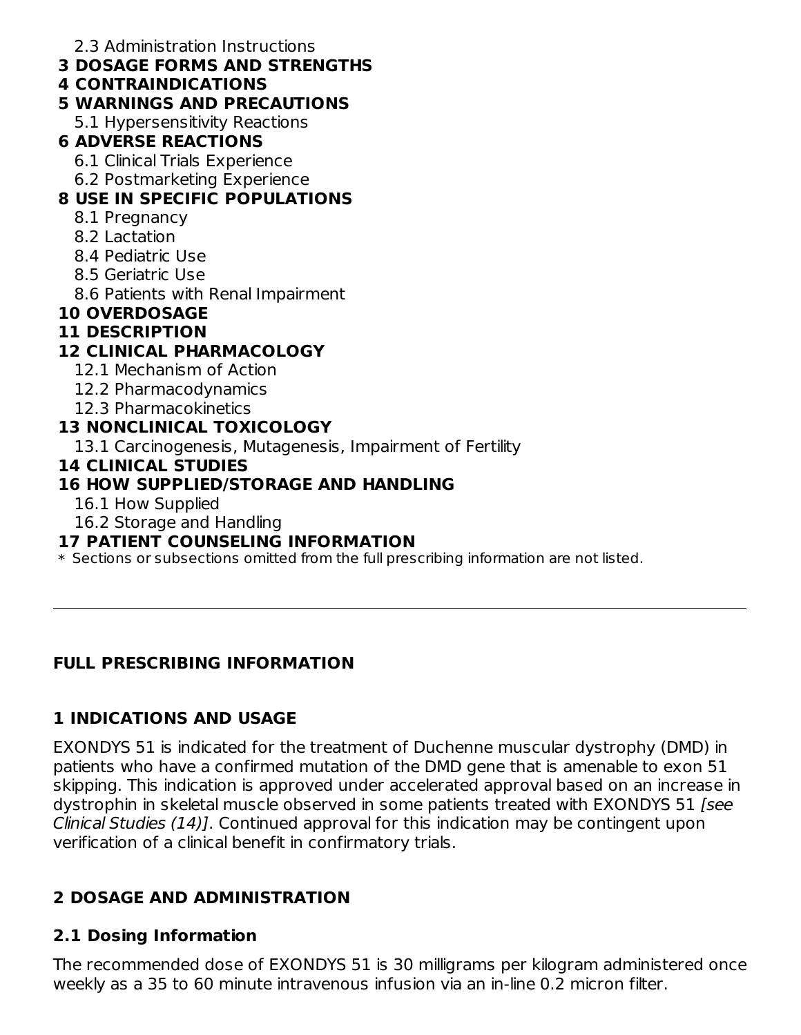2.3 Administration Instructions

**3 DOSAGE FORMS AND STRENGTHS**

**4 CONTRAINDICATIONS**

**5 WARNINGS AND PRECAUTIONS**

5.1 Hypersensitivity Reactions

**6 ADVERSE REACTIONS**

6.1 Clinical Trials Experience

6.2 Postmarketing Experience

**8 USE IN SPECIFIC POPULATIONS**

8.1 Pregnancy

8.2 Lactation

8.4 Pediatric Use

8.5 Geriatric Use

8.6 Patients with Renal Impairment

**10 OVERDOSAGE**

**11 DESCRIPTION**

**12 CLINICAL PHARMACOLOGY**

12.1 Mechanism of Action

12.2 Pharmacodynamics

12.3 Pharmacokinetics

**13 NONCLINICAL TOXICOLOGY**

13.1 Carcinogenesis, Mutagenesis, Impairment of Fertility

**14 CLINICAL STUDIES**

**16 HOW SUPPLIED/STORAGE AND HANDLING**

16.1 How Supplied

16.2 Storage and Handling

**17 PATIENT COUNSELING INFORMATION**

* Sections or subsections omitted from the full prescribing information are not listed.

---

## FULL PRESCRIBING INFORMATION

## 1 INDICATIONS AND USAGE

EXONDYS 51 is indicated for the treatment of Duchenne muscular dystrophy (DMD) in patients who have a confirmed mutation of the DMD gene that is amenable to exon 51 skipping. This indication is approved under accelerated approval based on an increase in dystrophin in skeletal muscle observed in some patients treated with EXONDYS 51 *[see Clinical Studies (14)]*. Continued approval for this indication may be contingent upon verification of a clinical benefit in confirmatory trials.

## 2 DOSAGE AND ADMINISTRATION

### 2.1 Dosing Information

The recommended dose of EXONDYS 51 is 30 milligrams per kilogram administered once weekly as a 35 to 60 minute intravenous infusion via an in-line 0.2 micron filter.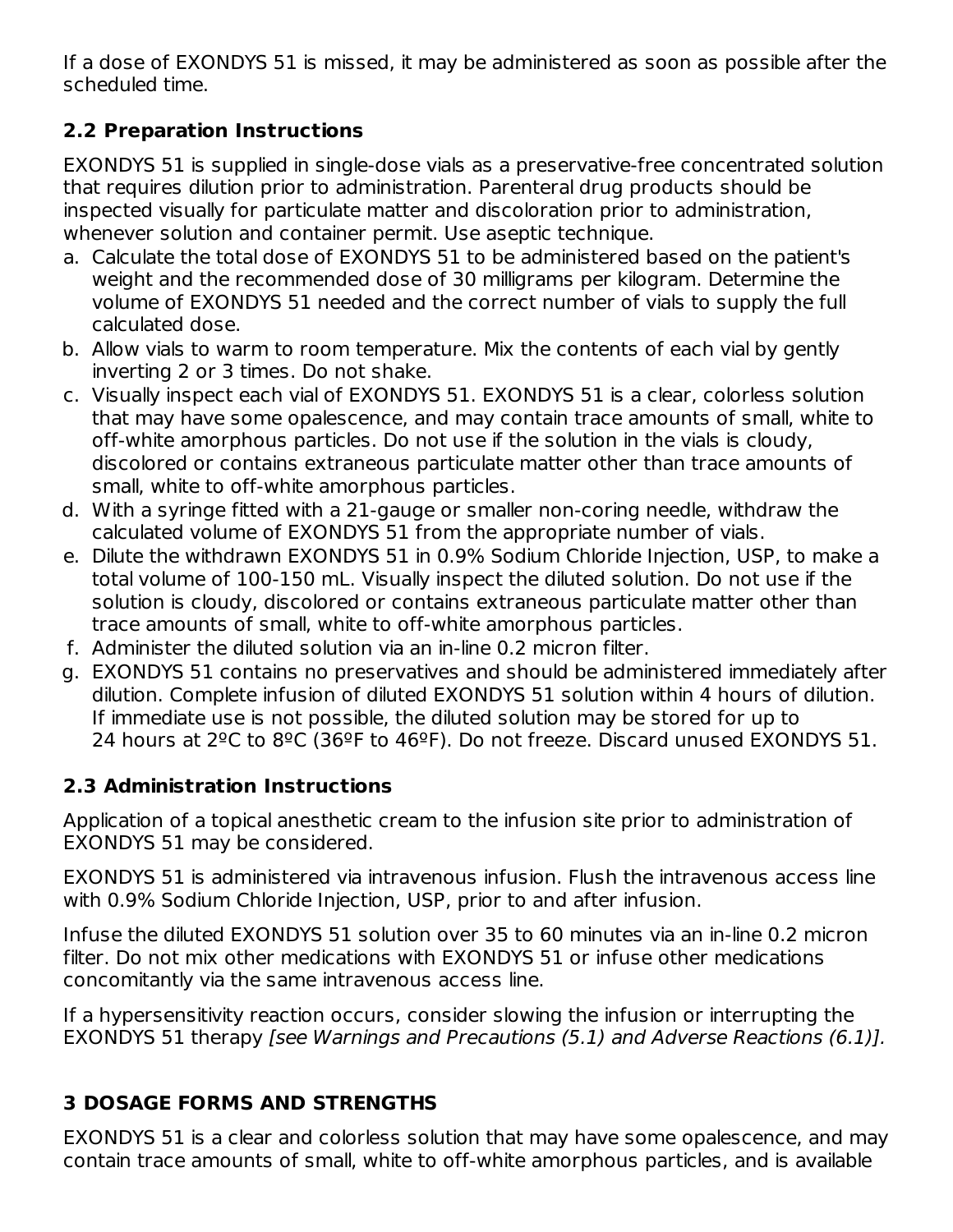If a dose of EXONDYS 51 is missed, it may be administered as soon as possible after the scheduled time.

### 2.2 Preparation Instructions

EXONDYS 51 is supplied in single-dose vials as a preservative-free concentrated solution that requires dilution prior to administration. Parenteral drug products should be inspected visually for particulate matter and discoloration prior to administration, whenever solution and container permit. Use aseptic technique.

a. Calculate the total dose of EXONDYS 51 to be administered based on the patient's weight and the recommended dose of 30 milligrams per kilogram. Determine the volume of EXONDYS 51 needed and the correct number of vials to supply the full calculated dose.
b. Allow vials to warm to room temperature. Mix the contents of each vial by gently inverting 2 or 3 times. Do not shake.
c. Visually inspect each vial of EXONDYS 51. EXONDYS 51 is a clear, colorless solution that may have some opalescence, and may contain trace amounts of small, white to off-white amorphous particles. Do not use if the solution in the vials is cloudy, discolored or contains extraneous particulate matter other than trace amounts of small, white to off-white amorphous particles.
d. With a syringe fitted with a 21-gauge or smaller non-coring needle, withdraw the calculated volume of EXONDYS 51 from the appropriate number of vials.
e. Dilute the withdrawn EXONDYS 51 in 0.9% Sodium Chloride Injection, USP, to make a total volume of 100-150 mL. Visually inspect the diluted solution. Do not use if the solution is cloudy, discolored or contains extraneous particulate matter other than trace amounts of small, white to off-white amorphous particles.
f. Administer the diluted solution via an in-line 0.2 micron filter.
g. EXONDYS 51 contains no preservatives and should be administered immediately after dilution. Complete infusion of diluted EXONDYS 51 solution within 4 hours of dilution. If immediate use is not possible, the diluted solution may be stored for up to 24 hours at 2ºC to 8ºC (36ºF to 46ºF). Do not freeze. Discard unused EXONDYS 51.

### 2.3 Administration Instructions

Application of a topical anesthetic cream to the infusion site prior to administration of EXONDYS 51 may be considered.

EXONDYS 51 is administered via intravenous infusion. Flush the intravenous access line with 0.9% Sodium Chloride Injection, USP, prior to and after infusion.

Infuse the diluted EXONDYS 51 solution over 35 to 60 minutes via an in-line 0.2 micron filter. Do not mix other medications with EXONDYS 51 or infuse other medications concomitantly via the same intravenous access line.

If a hypersensitivity reaction occurs, consider slowing the infusion or interrupting the EXONDYS 51 therapy *[see Warnings and Precautions (5.1) and Adverse Reactions (6.1)].*

## 3 DOSAGE FORMS AND STRENGTHS

EXONDYS 51 is a clear and colorless solution that may have some opalescence, and may contain trace amounts of small, white to off-white amorphous particles, and is available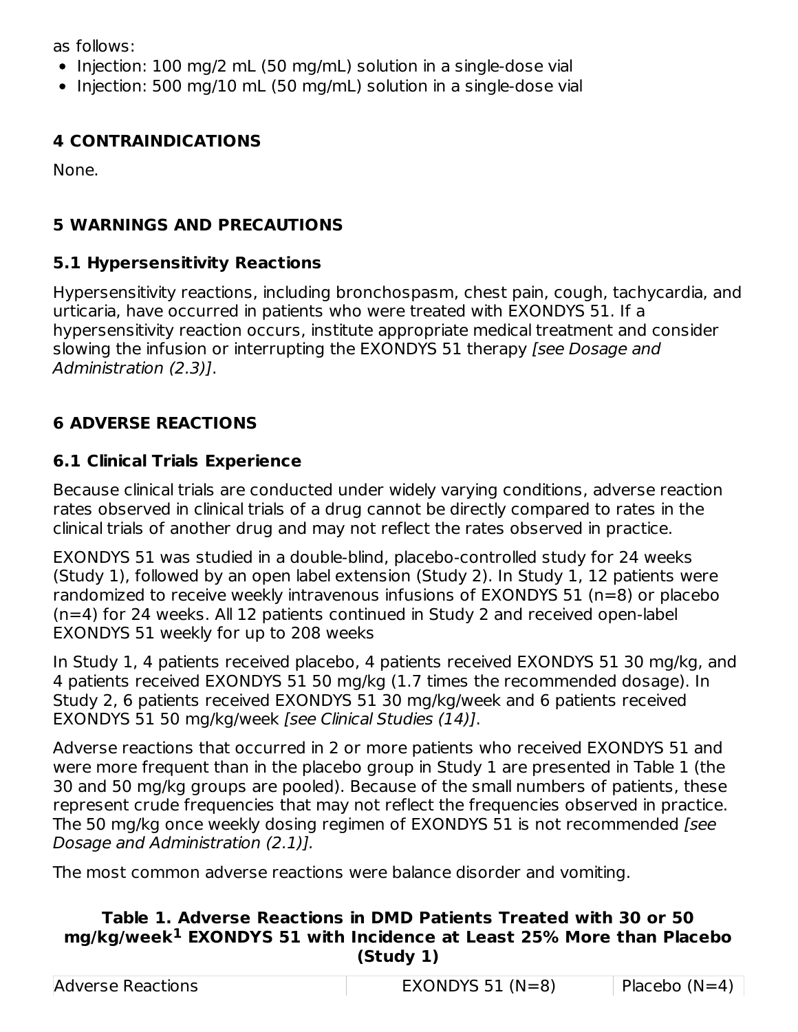as follows:

- Injection: 100 mg/2 mL (50 mg/mL) solution in a single-dose vial
- Injection: 500 mg/10 mL (50 mg/mL) solution in a single-dose vial

## 4 CONTRAINDICATIONS

None.

## 5 WARNINGS AND PRECAUTIONS

### 5.1 Hypersensitivity Reactions

Hypersensitivity reactions, including bronchospasm, chest pain, cough, tachycardia, and urticaria, have occurred in patients who were treated with EXONDYS 51. If a hypersensitivity reaction occurs, institute appropriate medical treatment and consider slowing the infusion or interrupting the EXONDYS 51 therapy *[see Dosage and Administration (2.3)]*.

## 6 ADVERSE REACTIONS

### 6.1 Clinical Trials Experience

Because clinical trials are conducted under widely varying conditions, adverse reaction rates observed in clinical trials of a drug cannot be directly compared to rates in the clinical trials of another drug and may not reflect the rates observed in practice.

EXONDYS 51 was studied in a double-blind, placebo-controlled study for 24 weeks (Study 1), followed by an open label extension (Study 2). In Study 1, 12 patients were randomized to receive weekly intravenous infusions of EXONDYS 51 (n=8) or placebo (n=4) for 24 weeks. All 12 patients continued in Study 2 and received open-label EXONDYS 51 weekly for up to 208 weeks

In Study 1, 4 patients received placebo, 4 patients received EXONDYS 51 30 mg/kg, and 4 patients received EXONDYS 51 50 mg/kg (1.7 times the recommended dosage). In Study 2, 6 patients received EXONDYS 51 30 mg/kg/week and 6 patients received EXONDYS 51 50 mg/kg/week *[see Clinical Studies (14)]*.

Adverse reactions that occurred in 2 or more patients who received EXONDYS 51 and were more frequent than in the placebo group in Study 1 are presented in Table 1 (the 30 and 50 mg/kg groups are pooled). Because of the small numbers of patients, these represent crude frequencies that may not reflect the frequencies observed in practice. The 50 mg/kg once weekly dosing regimen of EXONDYS 51 is not recommended *[see Dosage and Administration (2.1)].*

The most common adverse reactions were balance disorder and vomiting.

**Table 1. Adverse Reactions in DMD Patients Treated with 30 or 50 mg/kg/week[1] EXONDYS 51 with Incidence at Least 25% More than Placebo (Study 1)**

| Adverse Reactions | EXONDYS 51 (N=8) | Placebo (N=4) |
|---|---|---|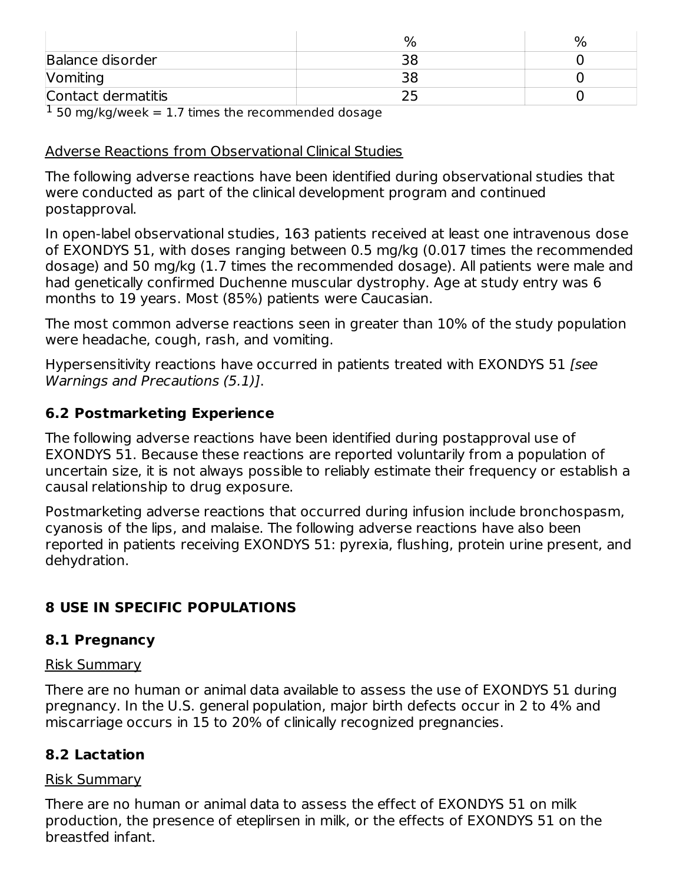| | % | % |
|---|---|---|
| Balance disorder | 38 | 0 |
| Vomiting | 38 | 0 |
| Contact dermatitis | 25 | 0 |

[1] 50 mg/kg/week = 1.7 times the recommended dosage

Adverse Reactions from Observational Clinical Studies

The following adverse reactions have been identified during observational studies that were conducted as part of the clinical development program and continued postapproval.

In open-label observational studies, 163 patients received at least one intravenous dose of EXONDYS 51, with doses ranging between 0.5 mg/kg (0.017 times the recommended dosage) and 50 mg/kg (1.7 times the recommended dosage). All patients were male and had genetically confirmed Duchenne muscular dystrophy. Age at study entry was 6 months to 19 years. Most (85%) patients were Caucasian.

The most common adverse reactions seen in greater than 10% of the study population were headache, cough, rash, and vomiting.

Hypersensitivity reactions have occurred in patients treated with EXONDYS 51 *[see Warnings and Precautions (5.1)]*.

### 6.2 Postmarketing Experience

The following adverse reactions have been identified during postapproval use of EXONDYS 51. Because these reactions are reported voluntarily from a population of uncertain size, it is not always possible to reliably estimate their frequency or establish a causal relationship to drug exposure.

Postmarketing adverse reactions that occurred during infusion include bronchospasm, cyanosis of the lips, and malaise. The following adverse reactions have also been reported in patients receiving EXONDYS 51: pyrexia, flushing, protein urine present, and dehydration.

## 8 USE IN SPECIFIC POPULATIONS

### 8.1 Pregnancy

Risk Summary

There are no human or animal data available to assess the use of EXONDYS 51 during pregnancy. In the U.S. general population, major birth defects occur in 2 to 4% and miscarriage occurs in 15 to 20% of clinically recognized pregnancies.

### 8.2 Lactation

Risk Summary

There are no human or animal data to assess the effect of EXONDYS 51 on milk production, the presence of eteplirsen in milk, or the effects of EXONDYS 51 on the breastfed infant.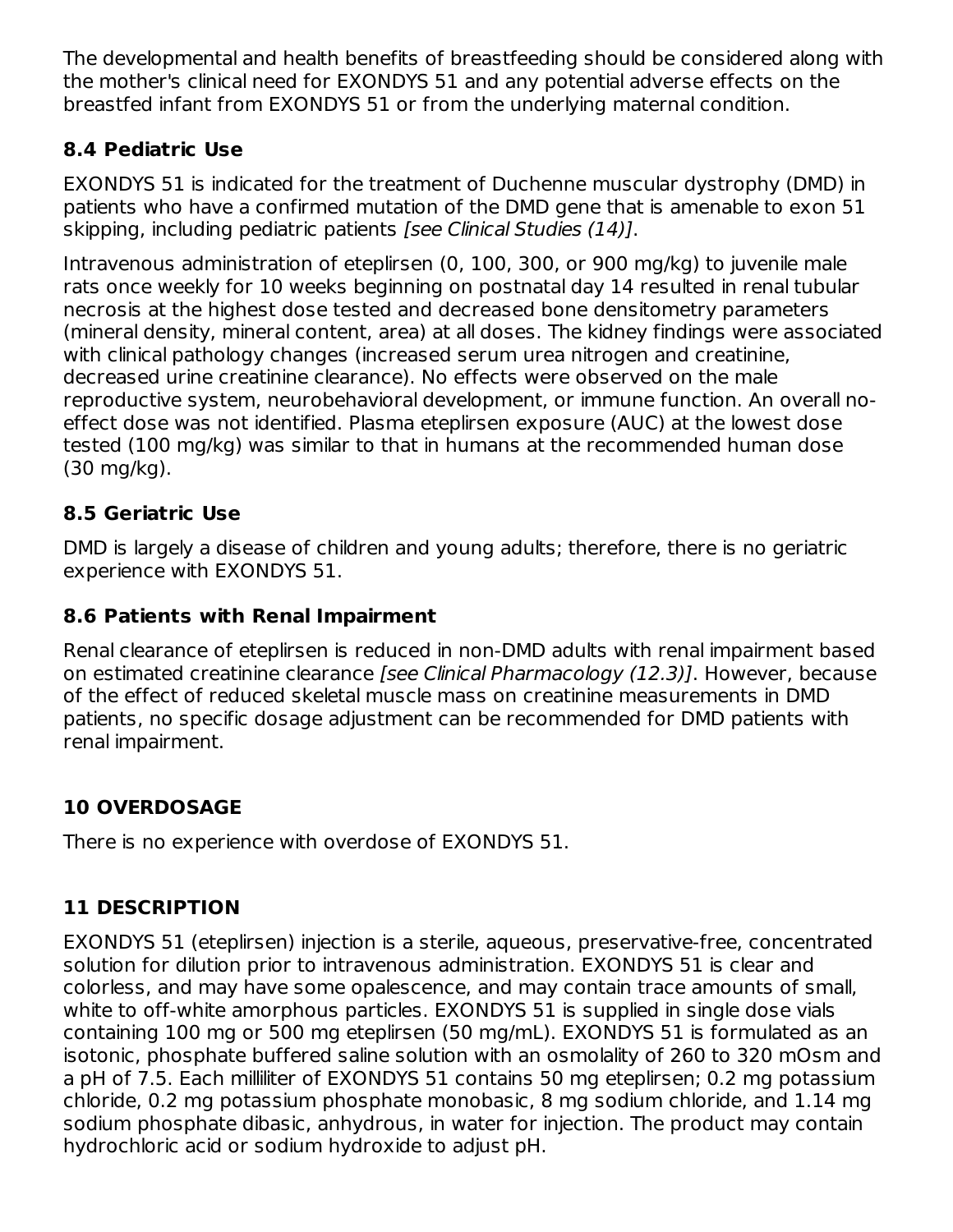The developmental and health benefits of breastfeeding should be considered along with the mother's clinical need for EXONDYS 51 and any potential adverse effects on the breastfed infant from EXONDYS 51 or from the underlying maternal condition.

### 8.4 Pediatric Use

EXONDYS 51 is indicated for the treatment of Duchenne muscular dystrophy (DMD) in patients who have a confirmed mutation of the DMD gene that is amenable to exon 51 skipping, including pediatric patients *[see Clinical Studies (14)]*.

Intravenous administration of eteplirsen (0, 100, 300, or 900 mg/kg) to juvenile male rats once weekly for 10 weeks beginning on postnatal day 14 resulted in renal tubular necrosis at the highest dose tested and decreased bone densitometry parameters (mineral density, mineral content, area) at all doses. The kidney findings were associated with clinical pathology changes (increased serum urea nitrogen and creatinine, decreased urine creatinine clearance). No effects were observed on the male reproductive system, neurobehavioral development, or immune function. An overall no-effect dose was not identified. Plasma eteplirsen exposure (AUC) at the lowest dose tested (100 mg/kg) was similar to that in humans at the recommended human dose (30 mg/kg).

### 8.5 Geriatric Use

DMD is largely a disease of children and young adults; therefore, there is no geriatric experience with EXONDYS 51.

### 8.6 Patients with Renal Impairment

Renal clearance of eteplirsen is reduced in non-DMD adults with renal impairment based on estimated creatinine clearance *[see Clinical Pharmacology (12.3)]*. However, because of the effect of reduced skeletal muscle mass on creatinine measurements in DMD patients, no specific dosage adjustment can be recommended for DMD patients with renal impairment.

## 10 OVERDOSAGE

There is no experience with overdose of EXONDYS 51.

## 11 DESCRIPTION

EXONDYS 51 (eteplirsen) injection is a sterile, aqueous, preservative-free, concentrated solution for dilution prior to intravenous administration. EXONDYS 51 is clear and colorless, and may have some opalescence, and may contain trace amounts of small, white to off-white amorphous particles. EXONDYS 51 is supplied in single dose vials containing 100 mg or 500 mg eteplirsen (50 mg/mL). EXONDYS 51 is formulated as an isotonic, phosphate buffered saline solution with an osmolality of 260 to 320 mOsm and a pH of 7.5. Each milliliter of EXONDYS 51 contains 50 mg eteplirsen; 0.2 mg potassium chloride, 0.2 mg potassium phosphate monobasic, 8 mg sodium chloride, and 1.14 mg sodium phosphate dibasic, anhydrous, in water for injection. The product may contain hydrochloric acid or sodium hydroxide to adjust pH.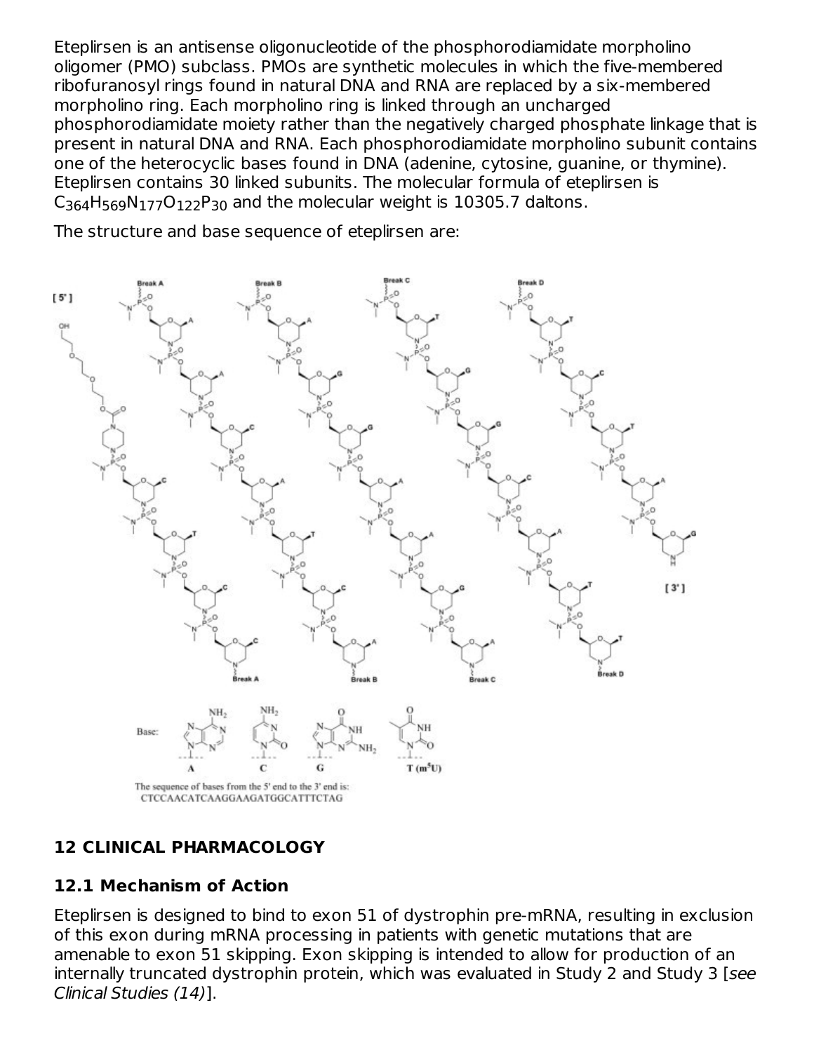Eteplirsen is an antisense oligonucleotide of the phosphorodiamidate morpholino oligomer (PMO) subclass. PMOs are synthetic molecules in which the five-membered ribofuranosyl rings found in natural DNA and RNA are replaced by a six-membered morpholino ring. Each morpholino ring is linked through an uncharged phosphorodiamidate moiety rather than the negatively charged phosphate linkage that is present in natural DNA and RNA. Each phosphorodiamidate morpholino subunit contains one of the heterocyclic bases found in DNA (adenine, cytosine, guanine, or thymine). Eteplirsen contains 30 linked subunits. The molecular formula of eteplirsen is $C_{364}H_{569}N_{177}O_{122}P_{30}$ and the molecular weight is 10305.7 daltons.

The structure and base sequence of eteplirsen are:

The sequence of bases from the 5' end to the 3' end is:
CTCCAACATCAAGGAAGATGGCATTTCTAG

## 12 CLINICAL PHARMACOLOGY

### 12.1 Mechanism of Action

Eteplirsen is designed to bind to exon 51 of dystrophin pre-mRNA, resulting in exclusion of this exon during mRNA processing in patients with genetic mutations that are amenable to exon 51 skipping. Exon skipping is intended to allow for production of an internally truncated dystrophin protein, which was evaluated in Study 2 and Study 3 [*see Clinical Studies (14)*].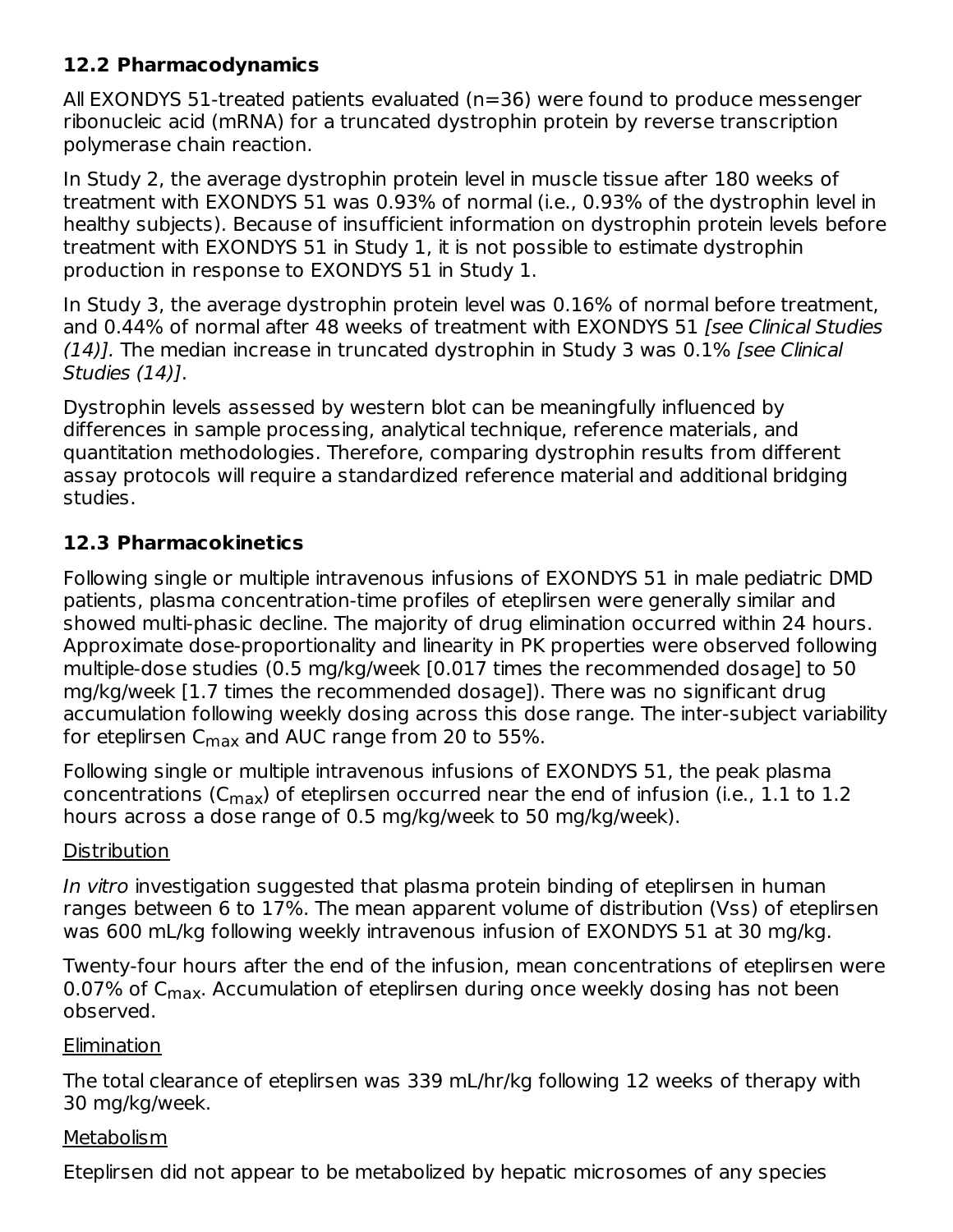### 12.2 Pharmacodynamics

All EXONDYS 51-treated patients evaluated (n=36) were found to produce messenger ribonucleic acid (mRNA) for a truncated dystrophin protein by reverse transcription polymerase chain reaction.

In Study 2, the average dystrophin protein level in muscle tissue after 180 weeks of treatment with EXONDYS 51 was 0.93% of normal (i.e., 0.93% of the dystrophin level in healthy subjects). Because of insufficient information on dystrophin protein levels before treatment with EXONDYS 51 in Study 1, it is not possible to estimate dystrophin production in response to EXONDYS 51 in Study 1.

In Study 3, the average dystrophin protein level was 0.16% of normal before treatment, and 0.44% of normal after 48 weeks of treatment with EXONDYS 51 *[see Clinical Studies (14)]*. The median increase in truncated dystrophin in Study 3 was 0.1% *[see Clinical Studies (14)]*.

Dystrophin levels assessed by western blot can be meaningfully influenced by differences in sample processing, analytical technique, reference materials, and quantitation methodologies. Therefore, comparing dystrophin results from different assay protocols will require a standardized reference material and additional bridging studies.

### 12.3 Pharmacokinetics

Following single or multiple intravenous infusions of EXONDYS 51 in male pediatric DMD patients, plasma concentration-time profiles of eteplirsen were generally similar and showed multi-phasic decline. The majority of drug elimination occurred within 24 hours. Approximate dose-proportionality and linearity in PK properties were observed following multiple-dose studies (0.5 mg/kg/week [0.017 times the recommended dosage] to 50 mg/kg/week [1.7 times the recommended dosage]). There was no significant drug accumulation following weekly dosing across this dose range. The inter-subject variability for eteplirsen $C_{max}$ and AUC range from 20 to 55%.

Following single or multiple intravenous infusions of EXONDYS 51, the peak plasma concentrations ($C_{max}$) of eteplirsen occurred near the end of infusion (i.e., 1.1 to 1.2 hours across a dose range of 0.5 mg/kg/week to 50 mg/kg/week).

<u>Distribution</u>

*In vitro* investigation suggested that plasma protein binding of eteplirsen in human ranges between 6 to 17%. The mean apparent volume of distribution (Vss) of eteplirsen was 600 mL/kg following weekly intravenous infusion of EXONDYS 51 at 30 mg/kg.

Twenty-four hours after the end of the infusion, mean concentrations of eteplirsen were 0.07% of $C_{max}$. Accumulation of eteplirsen during once weekly dosing has not been observed.

<u>Elimination</u>

The total clearance of eteplirsen was 339 mL/hr/kg following 12 weeks of therapy with 30 mg/kg/week.

<u>Metabolism</u>

Eteplirsen did not appear to be metabolized by hepatic microsomes of any species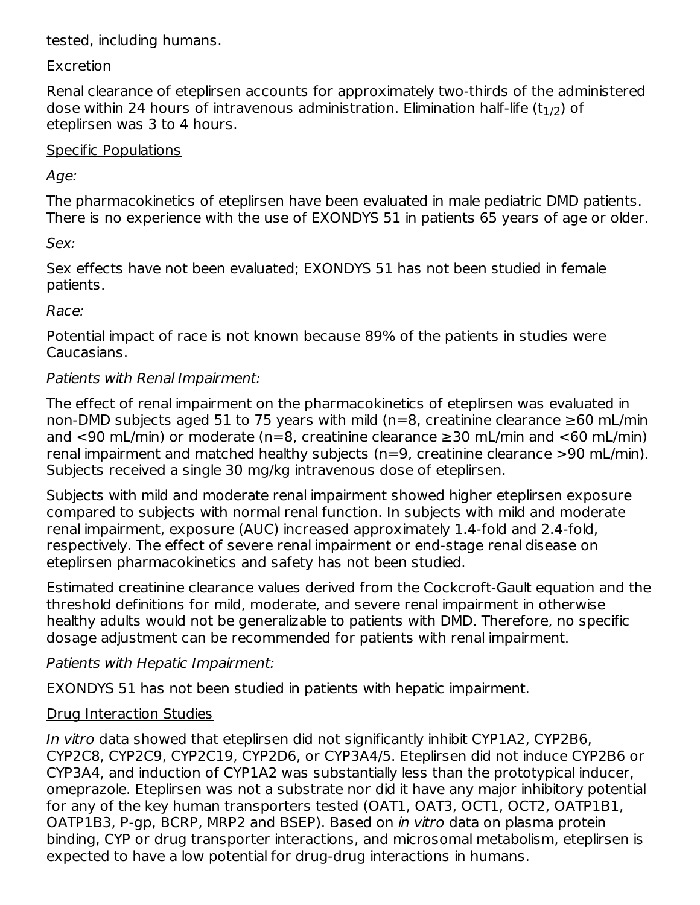tested, including humans.

Excretion

Renal clearance of eteplirsen accounts for approximately two-thirds of the administered dose within 24 hours of intravenous administration. Elimination half-life ($t_{1/2}$) of eteplirsen was 3 to 4 hours.

Specific Populations

*Age:*

The pharmacokinetics of eteplirsen have been evaluated in male pediatric DMD patients. There is no experience with the use of EXONDYS 51 in patients 65 years of age or older.

*Sex:*

Sex effects have not been evaluated; EXONDYS 51 has not been studied in female patients.

*Race:*

Potential impact of race is not known because 89% of the patients in studies were Caucasians.

*Patients with Renal Impairment:*

The effect of renal impairment on the pharmacokinetics of eteplirsen was evaluated in non-DMD subjects aged 51 to 75 years with mild (n=8, creatinine clearance ≥60 mL/min and <90 mL/min) or moderate (n=8, creatinine clearance ≥30 mL/min and <60 mL/min) renal impairment and matched healthy subjects (n=9, creatinine clearance >90 mL/min). Subjects received a single 30 mg/kg intravenous dose of eteplirsen.

Subjects with mild and moderate renal impairment showed higher eteplirsen exposure compared to subjects with normal renal function. In subjects with mild and moderate renal impairment, exposure (AUC) increased approximately 1.4-fold and 2.4-fold, respectively. The effect of severe renal impairment or end-stage renal disease on eteplirsen pharmacokinetics and safety has not been studied.

Estimated creatinine clearance values derived from the Cockcroft-Gault equation and the threshold definitions for mild, moderate, and severe renal impairment in otherwise healthy adults would not be generalizable to patients with DMD. Therefore, no specific dosage adjustment can be recommended for patients with renal impairment.

*Patients with Hepatic Impairment:*

EXONDYS 51 has not been studied in patients with hepatic impairment.

Drug Interaction Studies

*In vitro* data showed that eteplirsen did not significantly inhibit CYP1A2, CYP2B6, CYP2C8, CYP2C9, CYP2C19, CYP2D6, or CYP3A4/5. Eteplirsen did not induce CYP2B6 or CYP3A4, and induction of CYP1A2 was substantially less than the prototypical inducer, omeprazole. Eteplirsen was not a substrate nor did it have any major inhibitory potential for any of the key human transporters tested (OAT1, OAT3, OCT1, OCT2, OATP1B1, OATP1B3, P-gp, BCRP, MRP2 and BSEP). Based on *in vitro* data on plasma protein binding, CYP or drug transporter interactions, and microsomal metabolism, eteplirsen is expected to have a low potential for drug-drug interactions in humans.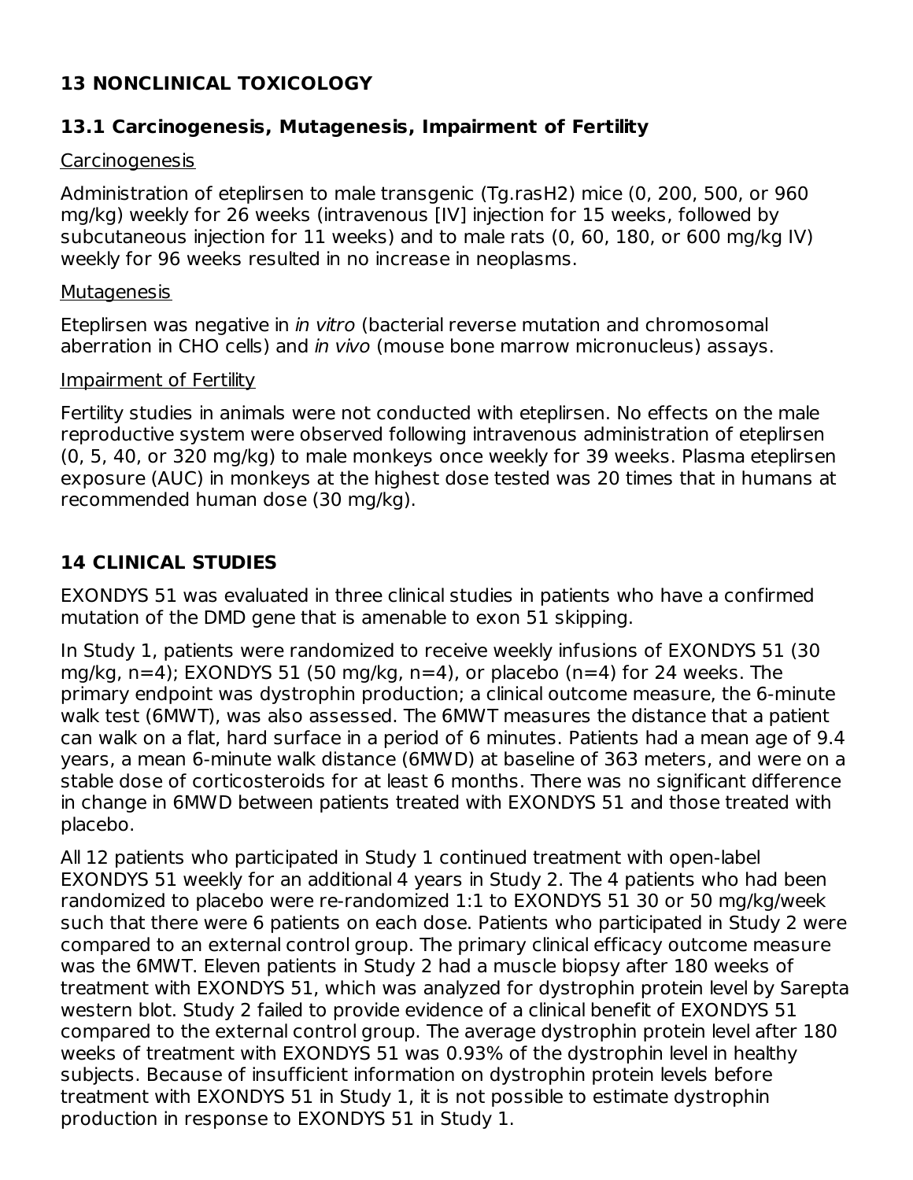## 13 NONCLINICAL TOXICOLOGY

### 13.1 Carcinogenesis, Mutagenesis, Impairment of Fertility

Carcinogenesis

Administration of eteplirsen to male transgenic (Tg.rasH2) mice (0, 200, 500, or 960 mg/kg) weekly for 26 weeks (intravenous [IV] injection for 15 weeks, followed by subcutaneous injection for 11 weeks) and to male rats (0, 60, 180, or 600 mg/kg IV) weekly for 96 weeks resulted in no increase in neoplasms.

Mutagenesis

Eteplirsen was negative in *in vitro* (bacterial reverse mutation and chromosomal aberration in CHO cells) and *in vivo* (mouse bone marrow micronucleus) assays.

Impairment of Fertility

Fertility studies in animals were not conducted with eteplirsen. No effects on the male reproductive system were observed following intravenous administration of eteplirsen (0, 5, 40, or 320 mg/kg) to male monkeys once weekly for 39 weeks. Plasma eteplirsen exposure (AUC) in monkeys at the highest dose tested was 20 times that in humans at recommended human dose (30 mg/kg).

## 14 CLINICAL STUDIES

EXONDYS 51 was evaluated in three clinical studies in patients who have a confirmed mutation of the DMD gene that is amenable to exon 51 skipping.

In Study 1, patients were randomized to receive weekly infusions of EXONDYS 51 (30 mg/kg, n=4); EXONDYS 51 (50 mg/kg, n=4), or placebo (n=4) for 24 weeks. The primary endpoint was dystrophin production; a clinical outcome measure, the 6-minute walk test (6MWT), was also assessed. The 6MWT measures the distance that a patient can walk on a flat, hard surface in a period of 6 minutes. Patients had a mean age of 9.4 years, a mean 6-minute walk distance (6MWD) at baseline of 363 meters, and were on a stable dose of corticosteroids for at least 6 months. There was no significant difference in change in 6MWD between patients treated with EXONDYS 51 and those treated with placebo.

All 12 patients who participated in Study 1 continued treatment with open-label EXONDYS 51 weekly for an additional 4 years in Study 2. The 4 patients who had been randomized to placebo were re-randomized 1:1 to EXONDYS 51 30 or 50 mg/kg/week such that there were 6 patients on each dose. Patients who participated in Study 2 were compared to an external control group. The primary clinical efficacy outcome measure was the 6MWT. Eleven patients in Study 2 had a muscle biopsy after 180 weeks of treatment with EXONDYS 51, which was analyzed for dystrophin protein level by Sarepta western blot. Study 2 failed to provide evidence of a clinical benefit of EXONDYS 51 compared to the external control group. The average dystrophin protein level after 180 weeks of treatment with EXONDYS 51 was 0.93% of the dystrophin level in healthy subjects. Because of insufficient information on dystrophin protein levels before treatment with EXONDYS 51 in Study 1, it is not possible to estimate dystrophin production in response to EXONDYS 51 in Study 1.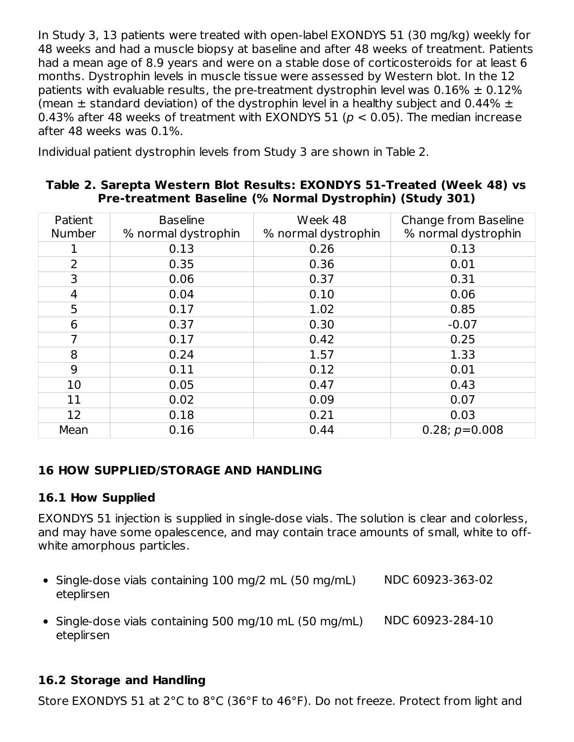In Study 3, 13 patients were treated with open-label EXONDYS 51 (30 mg/kg) weekly for 48 weeks and had a muscle biopsy at baseline and after 48 weeks of treatment. Patients had a mean age of 8.9 years and were on a stable dose of corticosteroids for at least 6 months. Dystrophin levels in muscle tissue were assessed by Western blot. In the 12 patients with evaluable results, the pre-treatment dystrophin level was 0.16% ± 0.12% (mean ± standard deviation) of the dystrophin level in a healthy subject and 0.44% ± 0.43% after 48 weeks of treatment with EXONDYS 51 ($p < 0.05$). The median increase after 48 weeks was 0.1%.

Individual patient dystrophin levels from Study 3 are shown in Table 2.

**Table 2. Sarepta Western Blot Results: EXONDYS 51-Treated (Week 48) vs Pre-treatment Baseline (% Normal Dystrophin) (Study 301)**

| Patient Number | Baseline % normal dystrophin | Week 48 % normal dystrophin | Change from Baseline % normal dystrophin |
|---|---|---|---|
| 1 | 0.13 | 0.26 | 0.13 |
| 2 | 0.35 | 0.36 | 0.01 |
| 3 | 0.06 | 0.37 | 0.31 |
| 4 | 0.04 | 0.10 | 0.06 |
| 5 | 0.17 | 1.02 | 0.85 |
| 6 | 0.37 | 0.30 | -0.07 |
| 7 | 0.17 | 0.42 | 0.25 |
| 8 | 0.24 | 1.57 | 1.33 |
| 9 | 0.11 | 0.12 | 0.01 |
| 10 | 0.05 | 0.47 | 0.43 |
| 11 | 0.02 | 0.09 | 0.07 |
| 12 | 0.18 | 0.21 | 0.03 |
| Mean | 0.16 | 0.44 | 0.28; $p$=0.008 |

## 16 HOW SUPPLIED/STORAGE AND HANDLING

### 16.1 How Supplied

EXONDYS 51 injection is supplied in single-dose vials. The solution is clear and colorless, and may have some opalescence, and may contain trace amounts of small, white to off-white amorphous particles.

- Single-dose vials containing 100 mg/2 mL (50 mg/mL) eteplirsen — NDC 60923-363-02
- Single-dose vials containing 500 mg/10 mL (50 mg/mL) eteplirsen — NDC 60923-284-10

### 16.2 Storage and Handling

Store EXONDYS 51 at 2°C to 8°C (36°F to 46°F). Do not freeze. Protect from light and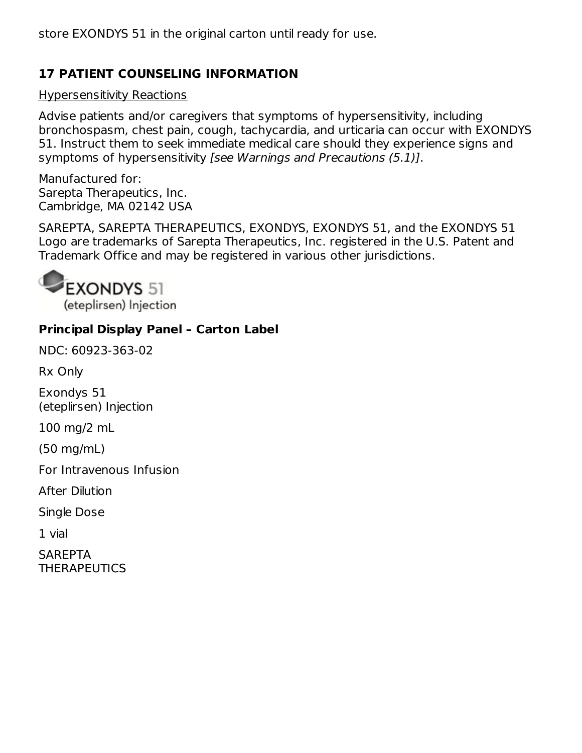store EXONDYS 51 in the original carton until ready for use.

## 17 PATIENT COUNSELING INFORMATION

Hypersensitivity Reactions

Advise patients and/or caregivers that symptoms of hypersensitivity, including bronchospasm, chest pain, cough, tachycardia, and urticaria can occur with EXONDYS 51. Instruct them to seek immediate medical care should they experience signs and symptoms of hypersensitivity *[see Warnings and Precautions (5.1)]*.

Manufactured for:
Sarepta Therapeutics, Inc.
Cambridge, MA 02142 USA

SAREPTA, SAREPTA THERAPEUTICS, EXONDYS, EXONDYS 51, and the EXONDYS 51 Logo are trademarks of Sarepta Therapeutics, Inc. registered in the U.S. Patent and Trademark Office and may be registered in various other jurisdictions.

EXONDYS 51
(eteplirsen) Injection

**Principal Display Panel – Carton Label**

NDC: 60923-363-02

Rx Only

Exondys 51
(eteplirsen) Injection

100 mg/2 mL

(50 mg/mL)

For Intravenous Infusion

After Dilution

Single Dose

1 vial

SAREPTA
THERAPEUTICS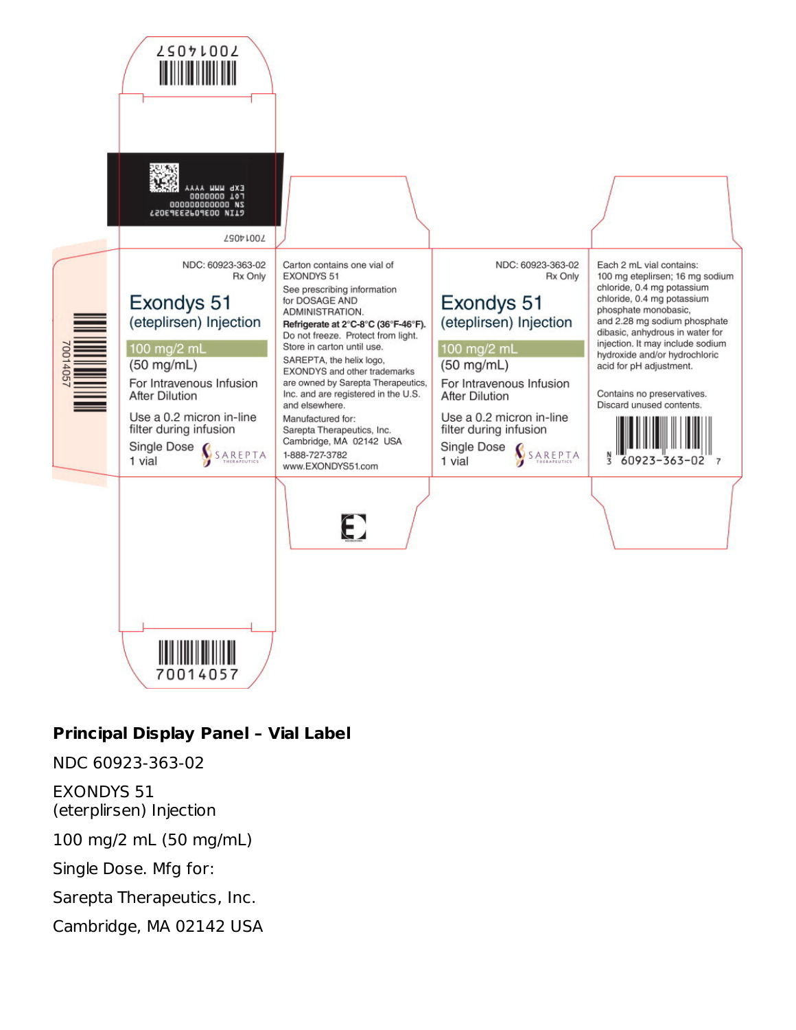70014057

EXP MMM YYYY
LOT 0000000
SN 000000000000
GTIN 00360923363027

70014057

NDC: 60923-363-02
Rx Only

Exondys 51
(eteplirsen) Injection

100 mg/2 mL
(50 mg/mL)

For Intravenous Infusion After Dilution

Use a 0.2 micron in-line filter during infusion

Single Dose
1 vial

SAREPTA THERAPEUTICS

Carton contains one vial of EXONDYS 51

See prescribing information for DOSAGE AND ADMINISTRATION.

**Refrigerate at 2°C-8°C (36°F-46°F).** Do not freeze. Protect from light. Store in carton until use.

SAREPTA, the helix logo, EXONDYS and other trademarks are owned by Sarepta Therapeutics, Inc. and are registered in the U.S. and elsewhere.

Manufactured for:
Sarepta Therapeutics, Inc.
Cambridge, MA 02142 USA
1-888-727-3782
www.EXONDYS51.com

NDC: 60923-363-02
Rx Only

Exondys 51
(eteplirsen) Injection

100 mg/2 mL
(50 mg/mL)

For Intravenous Infusion After Dilution

Use a 0.2 micron in-line filter during infusion

Single Dose
1 vial

SAREPTA THERAPEUTICS

Each 2 mL vial contains:
100 mg eteplirsen; 16 mg sodium chloride, 0.4 mg potassium chloride, 0.4 mg potassium phosphate monobasic, and 2.28 mg sodium phosphate dibasic, anhydrous in water for injection. It may include sodium hydroxide and/or hydrochloric acid for pH adjustment.

Contains no preservatives. Discard unused contents.

N 3 60923-363-02 7

70014057

**Principal Display Panel – Vial Label**

NDC 60923-363-02

EXONDYS 51
(eterplirsen) Injection

100 mg/2 mL (50 mg/mL)

Single Dose. Mfg for:

Sarepta Therapeutics, Inc.

Cambridge, MA 02142 USA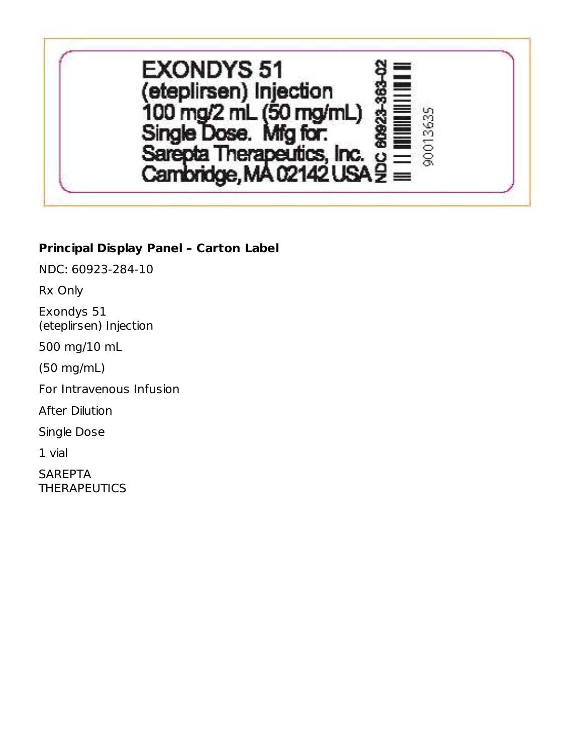EXONDYS 51
(eteplirsen) Injection
100 mg/2 mL (50 mg/mL)
Single Dose. Mfg for:
Sarepta Therapeutics, Inc.
Cambridge, MA 02142 USA

NDC 60923-363-02

90013635

**Principal Display Panel – Carton Label**

NDC: 60923-284-10

Rx Only

Exondys 51
(eteplirsen) Injection

500 mg/10 mL

(50 mg/mL)

For Intravenous Infusion

After Dilution

Single Dose

1 vial

SAREPTA
THERAPEUTICS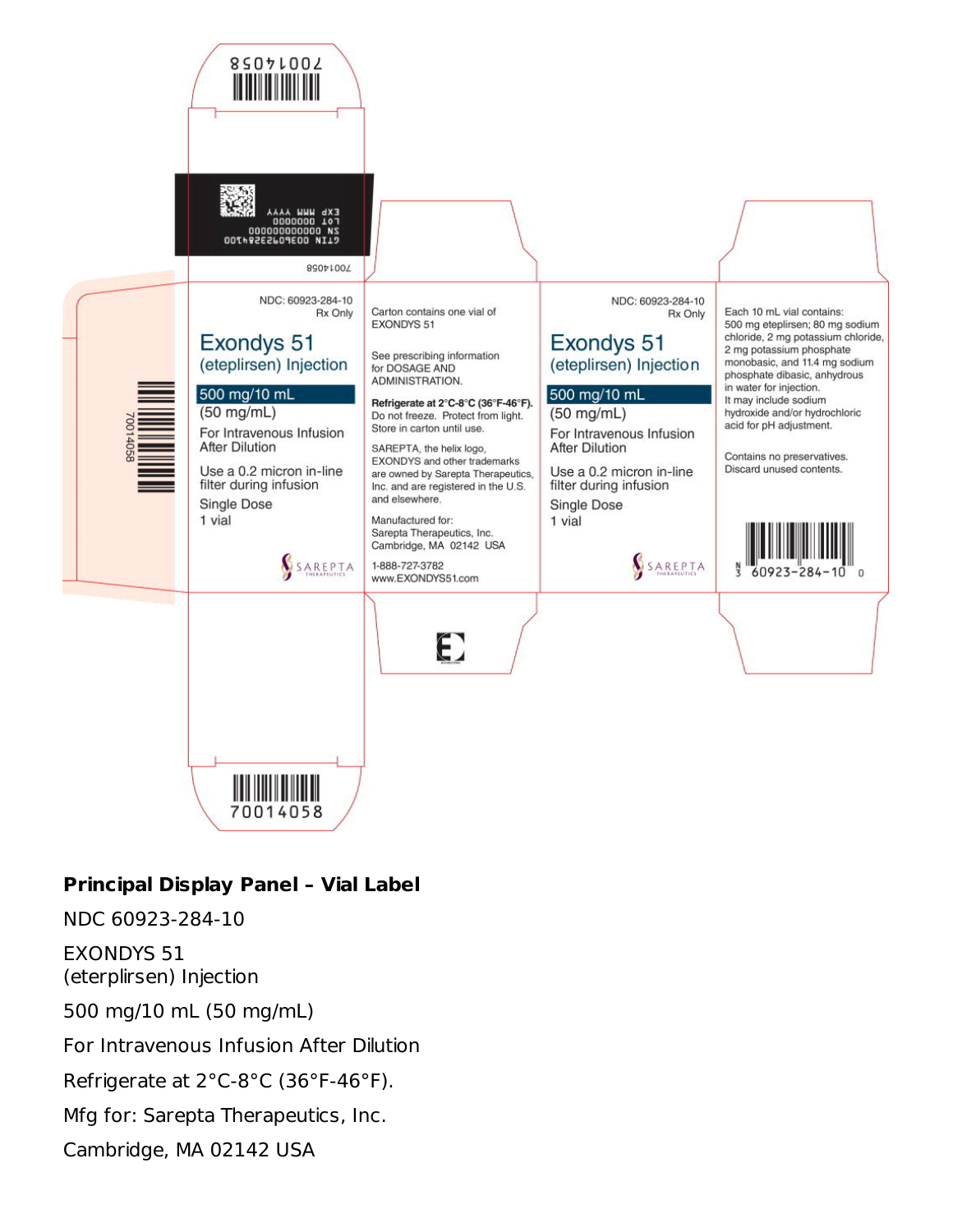70014058

EXP MMM YYYY
LOT 0000000
SN 000000000000
GTIN 00360923284100

70014058

NDC: 60923-284-10
Rx Only

Exondys 51
(eteplirsen) Injection

500 mg/10 mL
(50 mg/mL)

For Intravenous Infusion After Dilution

Use a 0.2 micron in-line filter during infusion

Single Dose
1 vial

SAREPTA THERAPEUTICS

Carton contains one vial of EXONDYS 51

See prescribing information for DOSAGE AND ADMINISTRATION.

**Refrigerate at 2°C-8°C (36°F-46°F).** Do not freeze. Protect from light. Store in carton until use.

SAREPTA, the helix logo, EXONDYS and other trademarks are owned by Sarepta Therapeutics, Inc. and are registered in the U.S. and elsewhere.

Manufactured for:
Sarepta Therapeutics, Inc.
Cambridge, MA 02142 USA

1-888-727-3782
www.EXONDYS51.com

NDC: 60923-284-10
Rx Only

Exondys 51
(eteplirsen) Injection

500 mg/10 mL
(50 mg/mL)

For Intravenous Infusion After Dilution

Use a 0.2 micron in-line filter during infusion

Single Dose
1 vial

SAREPTA THERAPEUTICS

Each 10 mL vial contains: 500 mg eteplirsen; 80 mg sodium chloride, 2 mg potassium chloride, 2 mg potassium phosphate monobasic, and 11.4 mg sodium phosphate dibasic, anhydrous in water for injection. It may include sodium hydroxide and/or hydrochloric acid for pH adjustment.

Contains no preservatives. Discard unused contents.

N 3 60923-284-10 0

70014058

70014058

**Principal Display Panel – Vial Label**

NDC 60923-284-10

EXONDYS 51
(eterplirsen) Injection

500 mg/10 mL (50 mg/mL)

For Intravenous Infusion After Dilution

Refrigerate at 2°C-8°C (36°F-46°F).

Mfg for: Sarepta Therapeutics, Inc.

Cambridge, MA 02142 USA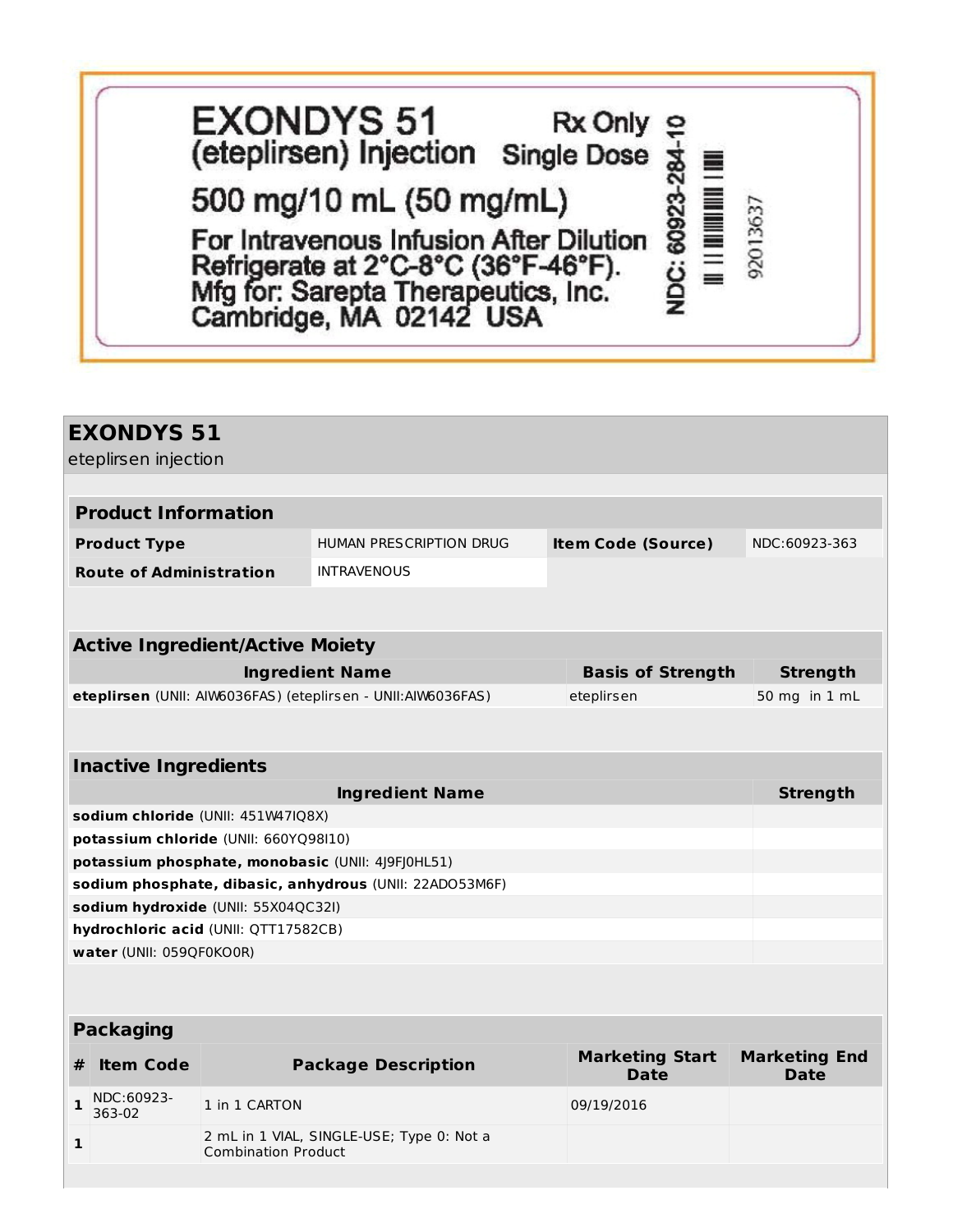EXONDYS 51 Rx Only
(eteplirsen) Injection Single Dose

500 mg/10 mL (50 mg/mL)

For Intravenous Infusion After Dilution
Refrigerate at 2°C-8°C (36°F-46°F).
Mfg for: Sarepta Therapeutics, Inc.
Cambridge, MA 02142 USA

NDC: 60923-284-10

92013637

## EXONDYS 51

eteplirsen injection

| **Product Information** | | | |
|---|---|---|---|
| **Product Type** | HUMAN PRESCRIPTION DRUG | **Item Code (Source)** | NDC:60923-363 |
| **Route of Administration** | INTRAVENOUS | | |

| **Active Ingredient/Active Moiety** | | |
|---|---|---|
| **Ingredient Name** | **Basis of Strength** | **Strength** |
| **eteplirsen** (UNII: AIW6036FAS) (eteplirsen - UNII:AIW6036FAS) | eteplirsen | 50 mg in 1 mL |

| **Inactive Ingredients** | |
|---|---|
| **Ingredient Name** | **Strength** |
| **sodium chloride** (UNII: 451W47IQ8X) | |
| **potassium chloride** (UNII: 660YQ98I10) | |
| **potassium phosphate, monobasic** (UNII: 4J9FJ0HL51) | |
| **sodium phosphate, dibasic, anhydrous** (UNII: 22ADO53M6F) | |
| **sodium hydroxide** (UNII: 55X04QC32I) | |
| **hydrochloric acid** (UNII: QTT17582CB) | |
| **water** (UNII: 059QF0KO0R) | |

| **Packaging** | | | | |
|---|---|---|---|---|
| **#** | **Item Code** | **Package Description** | **Marketing Start Date** | **Marketing End Date** |
| **1** | NDC:60923-363-02 | 1 in 1 CARTON | 09/19/2016 | |
| **1** | | 2 mL in 1 VIAL, SINGLE-USE; Type 0: Not a Combination Product | | |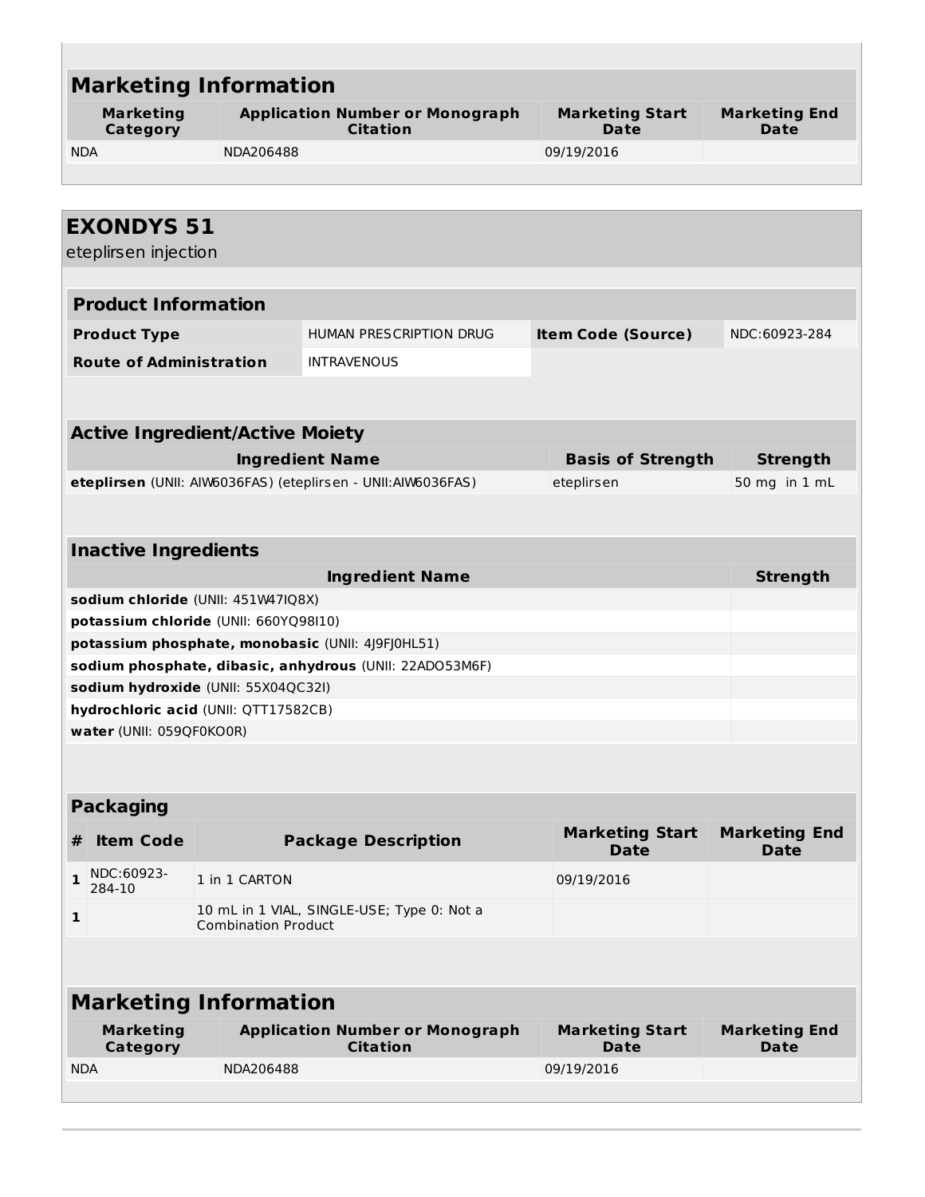## Marketing Information

| Marketing Category | Application Number or Monograph Citation | Marketing Start Date | Marketing End Date |
|---|---|---|---|
| NDA | NDA206488 | 09/19/2016 | |

## EXONDYS 51

eteplirsen injection

### Product Information

| Product Type | HUMAN PRESCRIPTION DRUG | Item Code (Source) | NDC:60923-284 |
|---|---|---|---|
| **Route of Administration** | INTRAVENOUS | | |

### Active Ingredient/Active Moiety

| Ingredient Name | Basis of Strength | Strength |
|---|---|---|
| **eteplirsen** (UNII: AIW6036FAS) (eteplirsen - UNII:AIW6036FAS) | eteplirsen | 50 mg in 1 mL |

### Inactive Ingredients

| Ingredient Name | Strength |
|---|---|
| **sodium chloride** (UNII: 451W47IQ8X) | |
| **potassium chloride** (UNII: 660YQ98I10) | |
| **potassium phosphate, monobasic** (UNII: 4J9FJ0HL51) | |
| **sodium phosphate, dibasic, anhydrous** (UNII: 22ADO53M6F) | |
| **sodium hydroxide** (UNII: 55X04QC32I) | |
| **hydrochloric acid** (UNII: QTT17582CB) | |
| **water** (UNII: 059QF0KO0R) | |

### Packaging

| # | Item Code | Package Description | Marketing Start Date | Marketing End Date |
|---|---|---|---|---|
| 1 | NDC:60923-284-10 | 1 in 1 CARTON | 09/19/2016 | |
| 1 | | 10 mL in 1 VIAL, SINGLE-USE; Type 0: Not a Combination Product | | |

## Marketing Information

| Marketing Category | Application Number or Monograph Citation | Marketing Start Date | Marketing End Date |
|---|---|---|---|
| NDA | NDA206488 | 09/19/2016 | |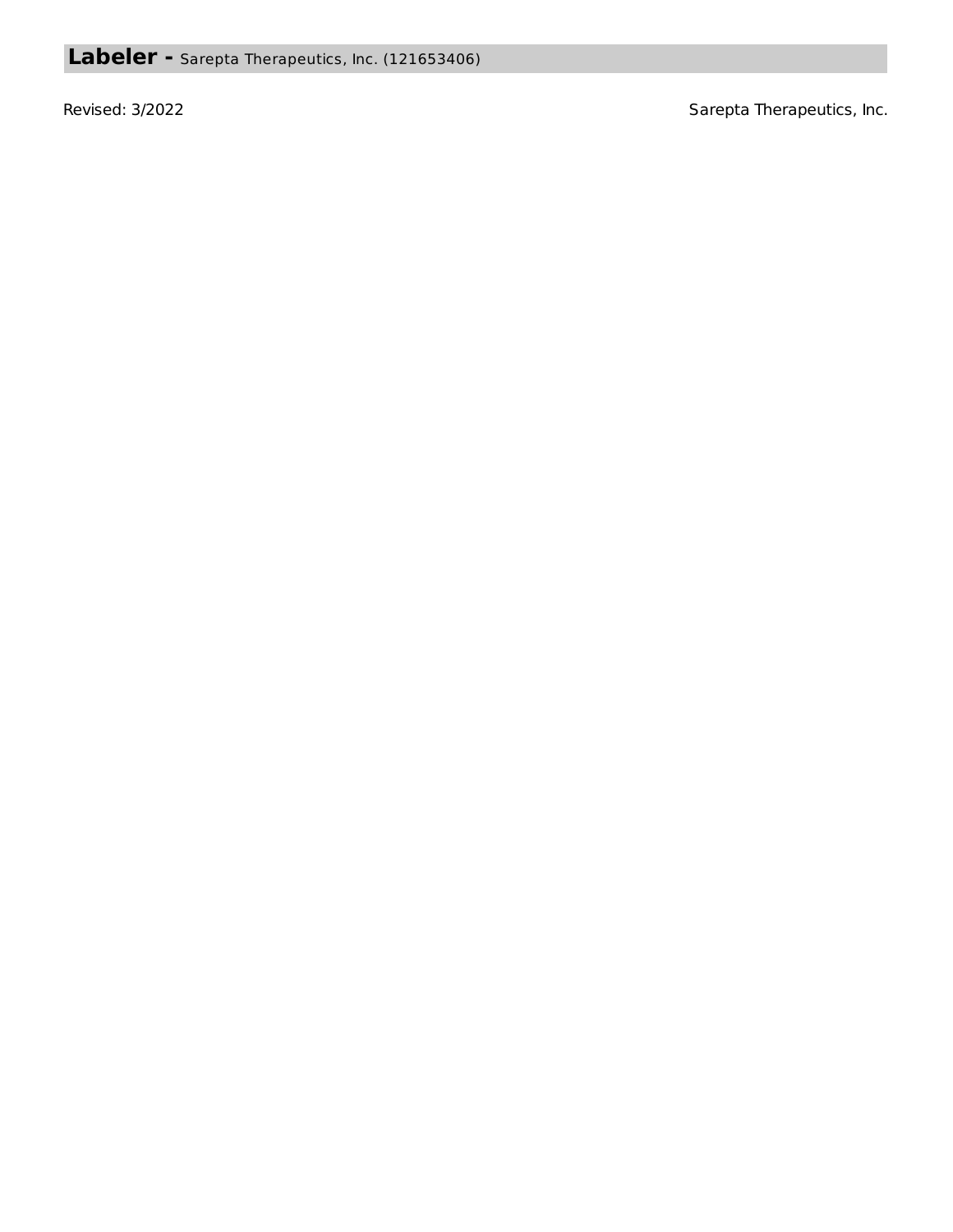**Labeler -** Sarepta Therapeutics, Inc. (121653406)

Revised: 3/2022

Sarepta Therapeutics, Inc.